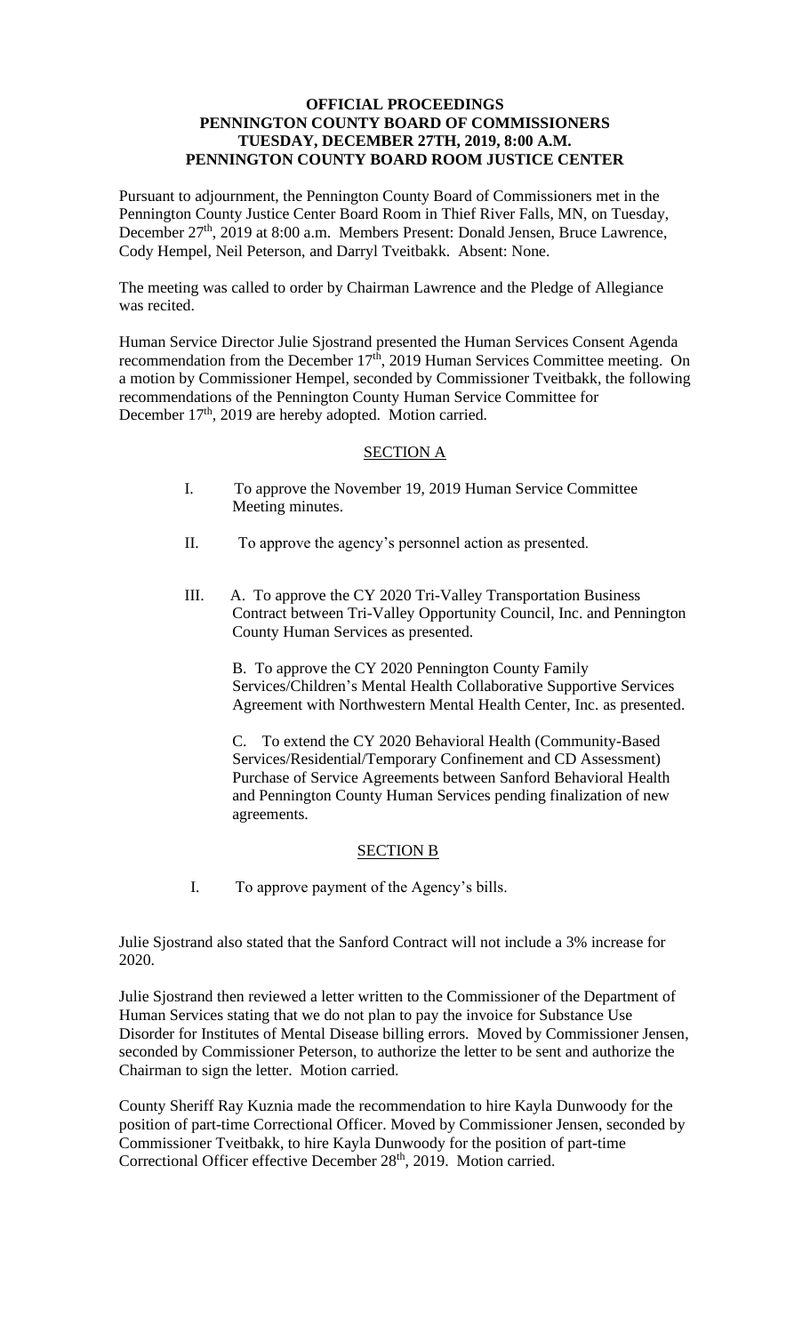**OFFICIAL PROCEEDINGS**
**PENNINGTON COUNTY BOARD OF COMMISSIONERS**
**TUESDAY, DECEMBER 27TH, 2019, 8:00 A.M.**
**PENNINGTON COUNTY BOARD ROOM JUSTICE CENTER**

Pursuant to adjournment, the Pennington County Board of Commissioners met in the Pennington County Justice Center Board Room in Thief River Falls, MN, on Tuesday, December 27th, 2019 at 8:00 a.m. Members Present: Donald Jensen, Bruce Lawrence, Cody Hempel, Neil Peterson, and Darryl Tveitbakk. Absent: None.

The meeting was called to order by Chairman Lawrence and the Pledge of Allegiance was recited.

Human Service Director Julie Sjostrand presented the Human Services Consent Agenda recommendation from the December 17th, 2019 Human Services Committee meeting. On a motion by Commissioner Hempel, seconded by Commissioner Tveitbakk, the following recommendations of the Pennington County Human Service Committee for December 17th, 2019 are hereby adopted. Motion carried.

SECTION A

I. To approve the November 19, 2019 Human Service Committee Meeting minutes.

II. To approve the agency's personnel action as presented.

III. A. To approve the CY 2020 Tri-Valley Transportation Business Contract between Tri-Valley Opportunity Council, Inc. and Pennington County Human Services as presented.

B. To approve the CY 2020 Pennington County Family Services/Children's Mental Health Collaborative Supportive Services Agreement with Northwestern Mental Health Center, Inc. as presented.

C. To extend the CY 2020 Behavioral Health (Community-Based Services/Residential/Temporary Confinement and CD Assessment) Purchase of Service Agreements between Sanford Behavioral Health and Pennington County Human Services pending finalization of new agreements.

SECTION B

I. To approve payment of the Agency's bills.

Julie Sjostrand also stated that the Sanford Contract will not include a 3% increase for 2020.

Julie Sjostrand then reviewed a letter written to the Commissioner of the Department of Human Services stating that we do not plan to pay the invoice for Substance Use Disorder for Institutes of Mental Disease billing errors. Moved by Commissioner Jensen, seconded by Commissioner Peterson, to authorize the letter to be sent and authorize the Chairman to sign the letter. Motion carried.

County Sheriff Ray Kuznia made the recommendation to hire Kayla Dunwoody for the position of part-time Correctional Officer. Moved by Commissioner Jensen, seconded by Commissioner Tveitbakk, to hire Kayla Dunwoody for the position of part-time Correctional Officer effective December 28th, 2019. Motion carried.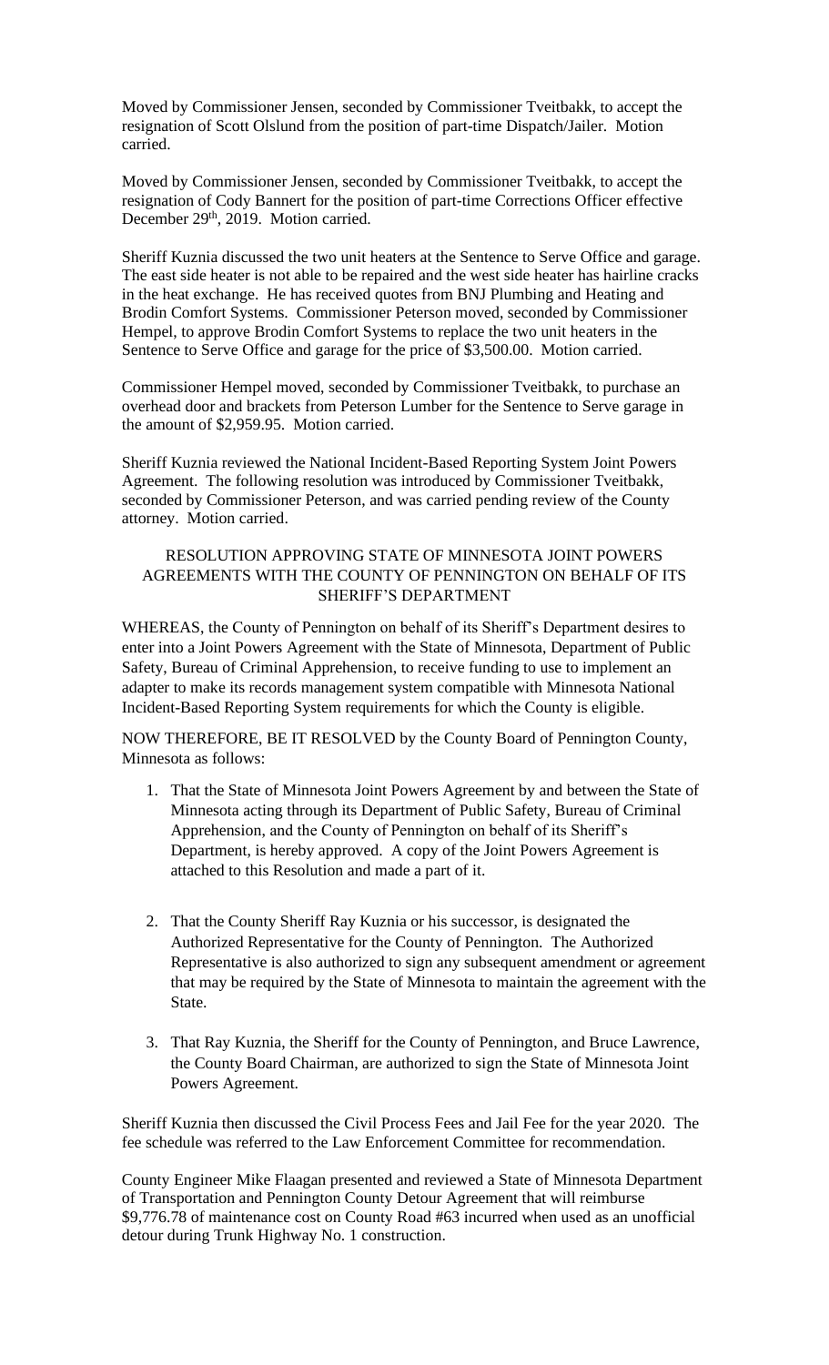Moved by Commissioner Jensen, seconded by Commissioner Tveitbakk, to accept the resignation of Scott Olslund from the position of part-time Dispatch/Jailer. Motion carried.

Moved by Commissioner Jensen, seconded by Commissioner Tveitbakk, to accept the resignation of Cody Bannert for the position of part-time Corrections Officer effective December 29th, 2019. Motion carried.

Sheriff Kuznia discussed the two unit heaters at the Sentence to Serve Office and garage. The east side heater is not able to be repaired and the west side heater has hairline cracks in the heat exchange. He has received quotes from BNJ Plumbing and Heating and Brodin Comfort Systems. Commissioner Peterson moved, seconded by Commissioner Hempel, to approve Brodin Comfort Systems to replace the two unit heaters in the Sentence to Serve Office and garage for the price of $3,500.00. Motion carried.

Commissioner Hempel moved, seconded by Commissioner Tveitbakk, to purchase an overhead door and brackets from Peterson Lumber for the Sentence to Serve garage in the amount of $2,959.95. Motion carried.

Sheriff Kuznia reviewed the National Incident-Based Reporting System Joint Powers Agreement. The following resolution was introduced by Commissioner Tveitbakk, seconded by Commissioner Peterson, and was carried pending review of the County attorney. Motion carried.

RESOLUTION APPROVING STATE OF MINNESOTA JOINT POWERS AGREEMENTS WITH THE COUNTY OF PENNINGTON ON BEHALF OF ITS SHERIFF'S DEPARTMENT

WHEREAS, the County of Pennington on behalf of its Sheriff's Department desires to enter into a Joint Powers Agreement with the State of Minnesota, Department of Public Safety, Bureau of Criminal Apprehension, to receive funding to use to implement an adapter to make its records management system compatible with Minnesota National Incident-Based Reporting System requirements for which the County is eligible.

NOW THEREFORE, BE IT RESOLVED by the County Board of Pennington County, Minnesota as follows:

1. That the State of Minnesota Joint Powers Agreement by and between the State of Minnesota acting through its Department of Public Safety, Bureau of Criminal Apprehension, and the County of Pennington on behalf of its Sheriff's Department, is hereby approved. A copy of the Joint Powers Agreement is attached to this Resolution and made a part of it.

2. That the County Sheriff Ray Kuznia or his successor, is designated the Authorized Representative for the County of Pennington. The Authorized Representative is also authorized to sign any subsequent amendment or agreement that may be required by the State of Minnesota to maintain the agreement with the State.

3. That Ray Kuznia, the Sheriff for the County of Pennington, and Bruce Lawrence, the County Board Chairman, are authorized to sign the State of Minnesota Joint Powers Agreement.

Sheriff Kuznia then discussed the Civil Process Fees and Jail Fee for the year 2020. The fee schedule was referred to the Law Enforcement Committee for recommendation.

County Engineer Mike Flaagan presented and reviewed a State of Minnesota Department of Transportation and Pennington County Detour Agreement that will reimburse $9,776.78 of maintenance cost on County Road #63 incurred when used as an unofficial detour during Trunk Highway No. 1 construction.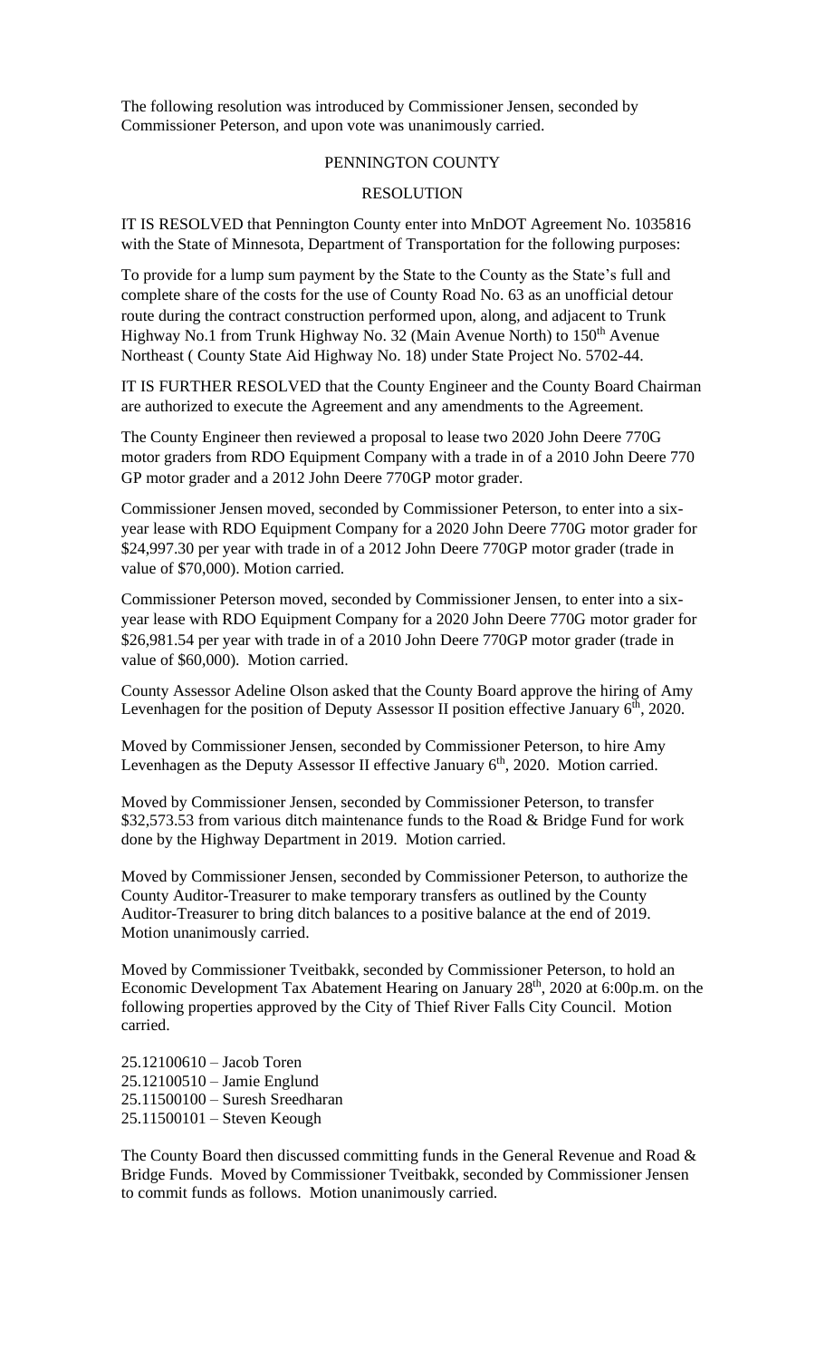The following resolution was introduced by Commissioner Jensen, seconded by Commissioner Peterson, and upon vote was unanimously carried.

PENNINGTON COUNTY

RESOLUTION

IT IS RESOLVED that Pennington County enter into MnDOT Agreement No. 1035816 with the State of Minnesota, Department of Transportation for the following purposes:

To provide for a lump sum payment by the State to the County as the State's full and complete share of the costs for the use of County Road No. 63 as an unofficial detour route during the contract construction performed upon, along, and adjacent to Trunk Highway No.1 from Trunk Highway No. 32 (Main Avenue North) to 150th Avenue Northeast ( County State Aid Highway No. 18) under State Project No. 5702-44.

IT IS FURTHER RESOLVED that the County Engineer and the County Board Chairman are authorized to execute the Agreement and any amendments to the Agreement.

The County Engineer then reviewed a proposal to lease two 2020 John Deere 770G motor graders from RDO Equipment Company with a trade in of a 2010 John Deere 770 GP motor grader and a 2012 John Deere 770GP motor grader.

Commissioner Jensen moved, seconded by Commissioner Peterson, to enter into a six-year lease with RDO Equipment Company for a 2020 John Deere 770G motor grader for $24,997.30 per year with trade in of a 2012 John Deere 770GP motor grader (trade in value of $70,000). Motion carried.

Commissioner Peterson moved, seconded by Commissioner Jensen, to enter into a six-year lease with RDO Equipment Company for a 2020 John Deere 770G motor grader for $26,981.54 per year with trade in of a 2010 John Deere 770GP motor grader (trade in value of $60,000). Motion carried.

County Assessor Adeline Olson asked that the County Board approve the hiring of Amy Levenhagen for the position of Deputy Assessor II position effective January 6th, 2020.

Moved by Commissioner Jensen, seconded by Commissioner Peterson, to hire Amy Levenhagen as the Deputy Assessor II effective January 6th, 2020. Motion carried.

Moved by Commissioner Jensen, seconded by Commissioner Peterson, to transfer $32,573.53 from various ditch maintenance funds to the Road & Bridge Fund for work done by the Highway Department in 2019. Motion carried.

Moved by Commissioner Jensen, seconded by Commissioner Peterson, to authorize the County Auditor-Treasurer to make temporary transfers as outlined by the County Auditor-Treasurer to bring ditch balances to a positive balance at the end of 2019. Motion unanimously carried.

Moved by Commissioner Tveitbakk, seconded by Commissioner Peterson, to hold an Economic Development Tax Abatement Hearing on January 28th, 2020 at 6:00p.m. on the following properties approved by the City of Thief River Falls City Council. Motion carried.

25.12100610 – Jacob Toren
25.12100510 – Jamie Englund
25.11500100 – Suresh Sreedharan
25.11500101 – Steven Keough

The County Board then discussed committing funds in the General Revenue and Road & Bridge Funds. Moved by Commissioner Tveitbakk, seconded by Commissioner Jensen to commit funds as follows. Motion unanimously carried.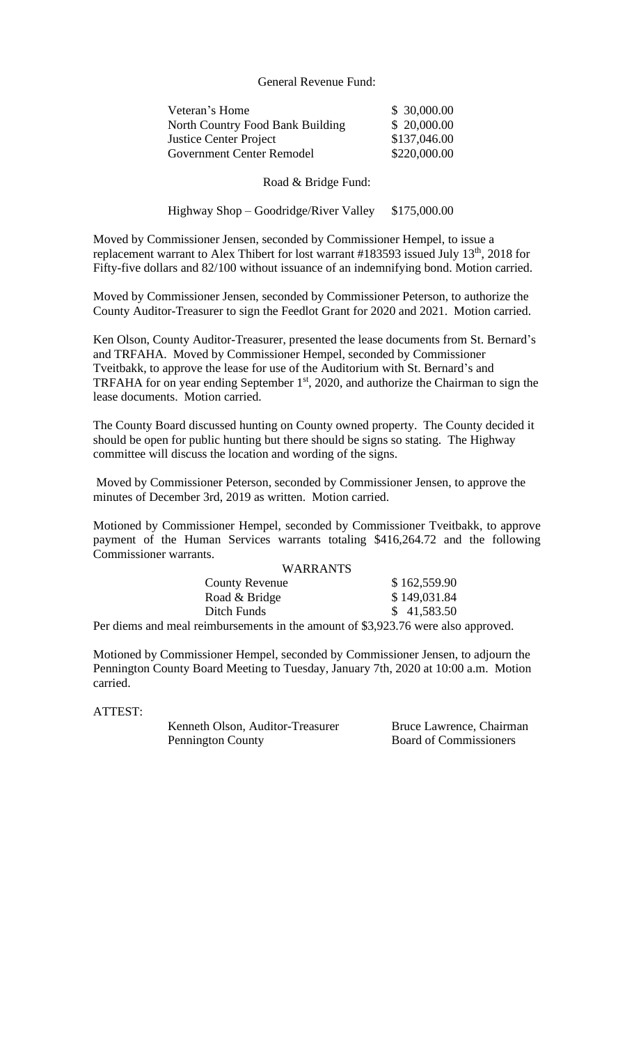General Revenue Fund:

| | |
|---|---|
| Veteran's Home | $ 30,000.00 |
| North Country Food Bank Building | $ 20,000.00 |
| Justice Center Project | $137,046.00 |
| Government Center Remodel | $220,000.00 |

Road & Bridge Fund:

| | |
|---|---|
| Highway Shop – Goodridge/River Valley | $175,000.00 |

Moved by Commissioner Jensen, seconded by Commissioner Hempel, to issue a replacement warrant to Alex Thibert for lost warrant #183593 issued July 13th, 2018 for Fifty-five dollars and 82/100 without issuance of an indemnifying bond. Motion carried.

Moved by Commissioner Jensen, seconded by Commissioner Peterson, to authorize the County Auditor-Treasurer to sign the Feedlot Grant for 2020 and 2021. Motion carried.

Ken Olson, County Auditor-Treasurer, presented the lease documents from St. Bernard's and TRFAHA. Moved by Commissioner Hempel, seconded by Commissioner Tveitbakk, to approve the lease for use of the Auditorium with St. Bernard's and TRFAHA for on year ending September 1st, 2020, and authorize the Chairman to sign the lease documents. Motion carried.

The County Board discussed hunting on County owned property. The County decided it should be open for public hunting but there should be signs so stating. The Highway committee will discuss the location and wording of the signs.

Moved by Commissioner Peterson, seconded by Commissioner Jensen, to approve the minutes of December 3rd, 2019 as written. Motion carried.

Motioned by Commissioner Hempel, seconded by Commissioner Tveitbakk, to approve payment of the Human Services warrants totaling $416,264.72 and the following Commissioner warrants.

WARRANTS

| | |
|---|---|
| County Revenue | $ 162,559.90 |
| Road & Bridge | $ 149,031.84 |
| Ditch Funds | $ 41,583.50 |

Per diems and meal reimbursements in the amount of $3,923.76 were also approved.

Motioned by Commissioner Hempel, seconded by Commissioner Jensen, to adjourn the Pennington County Board Meeting to Tuesday, January 7th, 2020 at 10:00 a.m. Motion carried.

ATTEST:

| | |
|---|---|
| Kenneth Olson, Auditor-Treasurer | Bruce Lawrence, Chairman |
| Pennington County | Board of Commissioners |